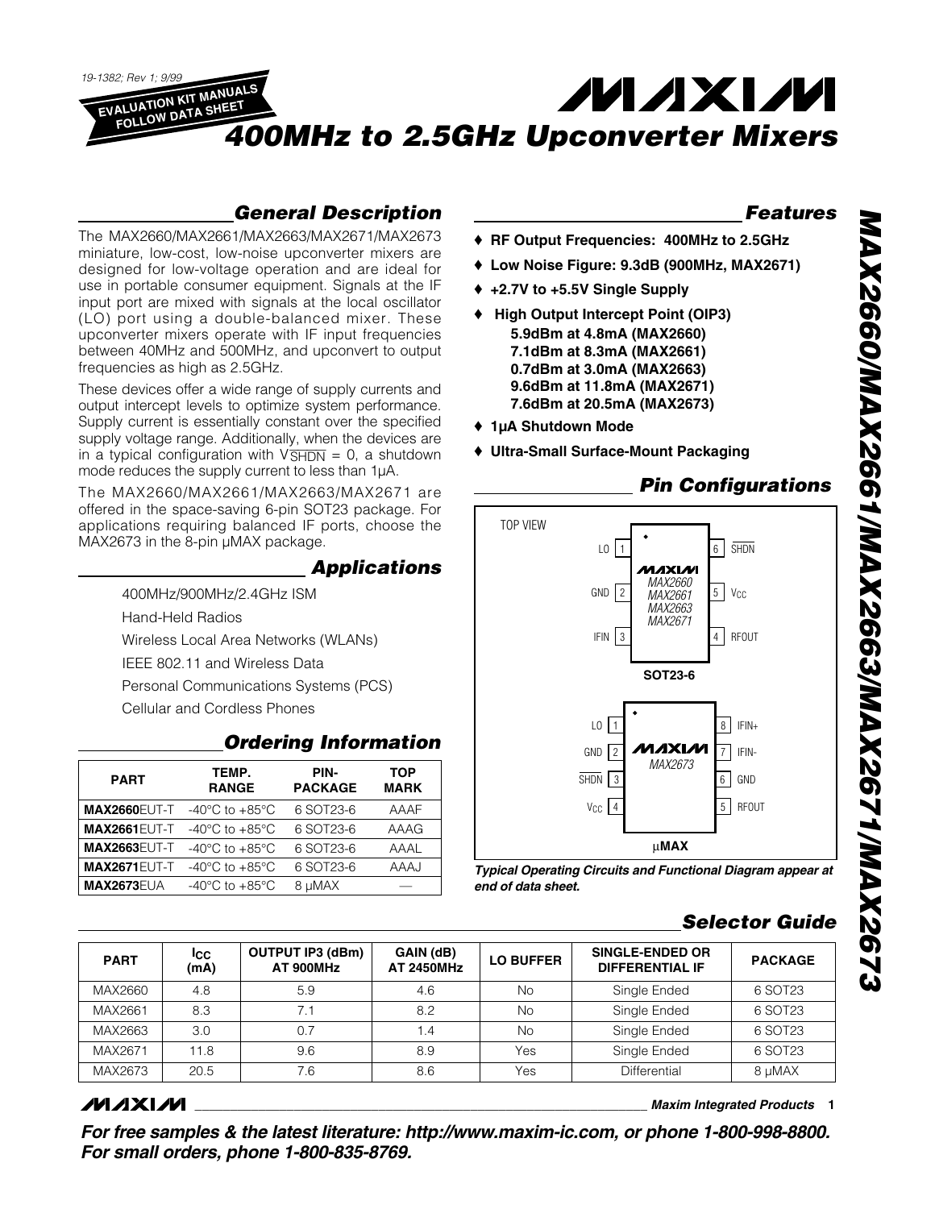19-1382; Rev 1; 9/99

EVALUATION KIT MANUALS FOLLOW DATA SHEET

# MAXIM 400MHz to 2.5GHz Upconverter Mixers

## MAX2660/MAX2661/MAX2663/MAX2671/MAX2673

## General Description

The MAX2660/MAX2661/MAX2663/MAX2671/MAX2673 miniature, low-cost, low-noise upconverter mixers are designed for low-voltage operation and are ideal for use in portable consumer equipment. Signals at the IF input port are mixed with signals at the local oscillator (LO) port using a double-balanced mixer. These upconverter mixers operate with IF input frequencies between 40MHz and 500MHz, and upconvert to output frequencies as high as 2.5GHz.

These devices offer a wide range of supply currents and output intercept levels to optimize system performance. Supply current is essentially constant over the specified supply voltage range. Additionally, when the devices are in a typical configuration with $V_{\overline{SHDN}}$ = 0, a shutdown mode reduces the supply current to less than 1µA.

The MAX2660/MAX2661/MAX2663/MAX2671 are offered in the space-saving 6-pin SOT23 package. For applications requiring balanced IF ports, choose the MAX2673 in the 8-pin µMAX package.

## Applications

- 400MHz/900MHz/2.4GHz ISM
- Hand-Held Radios
- Wireless Local Area Networks (WLANs)
- IEEE 802.11 and Wireless Data
- Personal Communications Systems (PCS)
- Cellular and Cordless Phones

## Ordering Information

| PART | TEMP. RANGE | PIN-PACKAGE | TOP MARK |
|---|---|---|---|
| **MAX2660**EUT-T | -40°C to +85°C | 6 SOT23-6 | AAAF |
| **MAX2661**EUT-T | -40°C to +85°C | 6 SOT23-6 | AAAG |
| **MAX2663**EUT-T | -40°C to +85°C | 6 SOT23-6 | AAAL |
| **MAX2671**EUT-T | -40°C to +85°C | 6 SOT23-6 | AAAJ |
| **MAX2673**EUA | -40°C to +85°C | 8 µMAX | — |

## Features

- ♦ **RF Output Frequencies: 400MHz to 2.5GHz**
- ♦ **Low Noise Figure: 9.3dB (900MHz, MAX2671)**
- ♦ **+2.7V to +5.5V Single Supply**
- ♦ **High Output Intercept Point (OIP3)**
  - **5.9dBm at 4.8mA (MAX2660)**
  - **7.1dBm at 8.3mA (MAX2661)**
  - **0.7dBm at 3.0mA (MAX2663)**
  - **9.6dBm at 11.8mA (MAX2671)**
  - **7.6dBm at 20.5mA (MAX2673)**
- ♦ **1µA Shutdown Mode**
- ♦ **Ultra-Small Surface-Mount Packaging**

## Pin Configurations

TOP VIEW

MAX2660/MAX2661/MAX2663/MAX2671 (SOT23-6):

| Pin | Name | Pin | Name |
|---|---|---|---|
| 1 | LO | 6 | $\overline{SHDN}$ |
| 2 | GND | 5 | $V_{CC}$ |
| 3 | IFIN | 4 | RFOUT |

MAX2673 (µMAX):

| Pin | Name | Pin | Name |
|---|---|---|---|
| 1 | LO | 8 | IFIN+ |
| 2 | GND | 7 | IFIN- |
| 3 | $\overline{SHDN}$ | 6 | GND |
| 4 | $V_{CC}$ | 5 | RFOUT |

*Typical Operating Circuits and Functional Diagram appear at end of data sheet.*

## Selector Guide

| PART | $I_{CC}$ (mA) | OUTPUT IP3 (dBm) AT 900MHz | GAIN (dB) AT 2450MHz | LO BUFFER | SINGLE-ENDED OR DIFFERENTIAL IF | PACKAGE |
|---|---|---|---|---|---|---|
| MAX2660 | 4.8 | 5.9 | 4.6 | No | Single Ended | 6 SOT23 |
| MAX2661 | 8.3 | 7.1 | 8.2 | No | Single Ended | 6 SOT23 |
| MAX2663 | 3.0 | 0.7 | 1.4 | No | Single Ended | 6 SOT23 |
| MAX2671 | 11.8 | 9.6 | 8.9 | Yes | Single Ended | 6 SOT23 |
| MAX2673 | 20.5 | 7.6 | 8.6 | Yes | Differential | 8 µMAX |

MAXIM Maxim Integrated Products

**For free samples & the latest literature: http://www.maxim-ic.com, or phone 1-800-998-8800. For small orders, phone 1-800-835-8769.**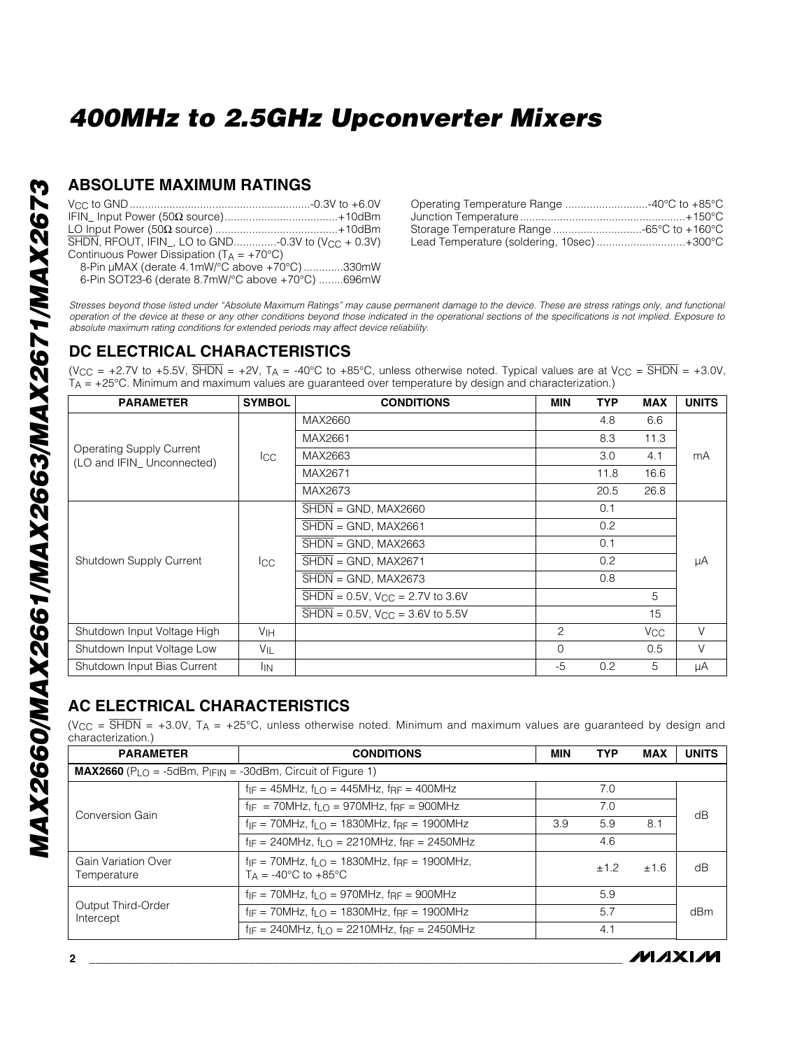## ABSOLUTE MAXIMUM RATINGS

$V_{CC}$ to GND ..........................................................-0.3V to +6.0V
IFIN_ Input Power (50Ω source)....................................+10dBm
LO Input Power (50Ω source) ........................................+10dBm
$\overline{SHDN}$, RFOUT, IFIN_, LO to GND..............-0.3V to ($V_{CC}$ + 0.3V)
Continuous Power Dissipation ($T_A$ = +70°C)
8-Pin µMAX (derate 4.1mW/°C above +70°C)............330mW
6-Pin SOT23-6 (derate 8.7mW/°C above +70°C) ........696mW

Operating Temperature Range ...........................-40°C to +85°C
Junction Temperature......................................................+150°C
Storage Temperature Range .............................-65°C to +160°C
Lead Temperature (soldering, 10sec) .............................+300°C

*Stresses beyond those listed under "Absolute Maximum Ratings" may cause permanent damage to the device. These are stress ratings only, and functional operation of the device at these or any other conditions beyond those indicated in the operational sections of the specifications is not implied. Exposure to absolute maximum rating conditions for extended periods may affect device reliability.*

## DC ELECTRICAL CHARACTERISTICS

($V_{CC}$ = +2.7V to +5.5V, $\overline{SHDN}$ = +2V, $T_A$ = -40°C to +85°C, unless otherwise noted. Typical values are at $V_{CC}$ = $\overline{SHDN}$ = +3.0V, $T_A$ = +25°C. Minimum and maximum values are guaranteed over temperature by design and characterization.)

| PARAMETER | SYMBOL | CONDITIONS | MIN | TYP | MAX | UNITS |
|---|---|---|---|---|---|---|
| Operating Supply Current (LO and IFIN_ Unconnected) | $I_{CC}$ | MAX2660 | | 4.8 | 6.6 | mA |
| | | MAX2661 | | 8.3 | 11.3 | |
| | | MAX2663 | | 3.0 | 4.1 | |
| | | MAX2671 | | 11.8 | 16.6 | |
| | | MAX2673 | | 20.5 | 26.8 | |
| Shutdown Supply Current | $I_{CC}$ | $\overline{SHDN}$ = GND, MAX2660 | | 0.1 | | µA |
| | | $\overline{SHDN}$ = GND, MAX2661 | | 0.2 | | |
| | | $\overline{SHDN}$ = GND, MAX2663 | | 0.1 | | |
| | | $\overline{SHDN}$ = GND, MAX2671 | | 0.2 | | |
| | | $\overline{SHDN}$ = GND, MAX2673 | | 0.8 | | |
| | | $\overline{SHDN}$ = 0.5V, $V_{CC}$ = 2.7V to 3.6V | | | 5 | |
| | | $\overline{SHDN}$ = 0.5V, $V_{CC}$ = 3.6V to 5.5V | | | 15 | |
| Shutdown Input Voltage High | $V_{IH}$ | | 2 | | $V_{CC}$ | V |
| Shutdown Input Voltage Low | $V_{IL}$ | | 0 | | 0.5 | V |
| Shutdown Input Bias Current | $I_{IN}$ | | -5 | 0.2 | 5 | µA |

## AC ELECTRICAL CHARACTERISTICS

($V_{CC}$ = $\overline{SHDN}$ = +3.0V, $T_A$ = +25°C, unless otherwise noted. Minimum and maximum values are guaranteed by design and characterization.)

| PARAMETER | CONDITIONS | MIN | TYP | MAX | UNITS |
|---|---|---|---|---|---|
| **MAX2660** ($P_{LO}$ = -5dBm, $P_{IFIN}$ = -30dBm, Circuit of Figure 1) | | | | | |
| Conversion Gain | $f_{IF}$ = 45MHz, $f_{LO}$ = 445MHz, $f_{RF}$ = 400MHz | | 7.0 | | dB |
| | $f_{IF}$ = 70MHz, $f_{LO}$ = 970MHz, $f_{RF}$ = 900MHz | | 7.0 | | |
| | $f_{IF}$ = 70MHz, $f_{LO}$ = 1830MHz, $f_{RF}$ = 1900MHz | 3.9 | 5.9 | 8.1 | |
| | $f_{IF}$ = 240MHz, $f_{LO}$ = 2210MHz, $f_{RF}$ = 2450MHz | | 4.6 | | |
| Gain Variation Over Temperature | $f_{IF}$ = 70MHz, $f_{LO}$ = 1830MHz, $f_{RF}$ = 1900MHz, $T_A$ = -40°C to +85°C | | ±1.2 | ±1.6 | dB |
| Output Third-Order Intercept | $f_{IF}$ = 70MHz, $f_{LO}$ = 970MHz, $f_{RF}$ = 900MHz | | 5.9 | | dBm |
| | $f_{IF}$ = 70MHz, $f_{LO}$ = 1830MHz, $f_{RF}$ = 1900MHz | | 5.7 | | |
| | $f_{IF}$ = 240MHz, $f_{LO}$ = 2210MHz, $f_{RF}$ = 2450MHz | | 4.1 | | |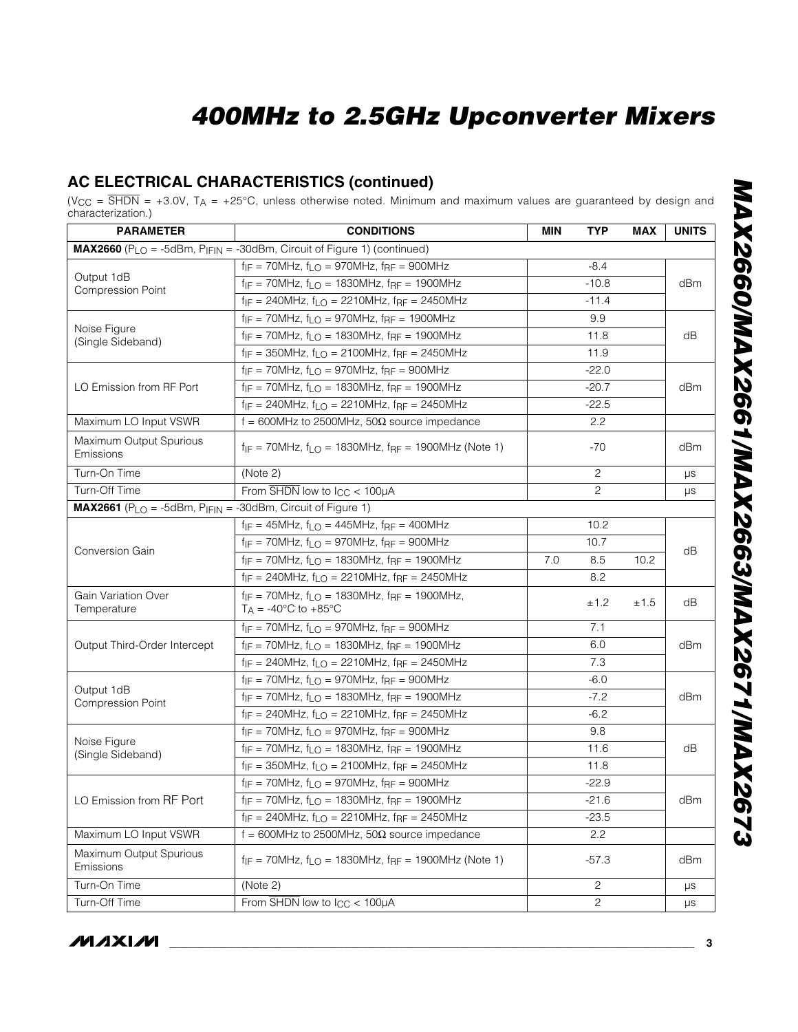## AC ELECTRICAL CHARACTERISTICS (continued)

($V_{CC}$ = $\overline{SHDN}$ = +3.0V, $T_A$ = +25°C, unless otherwise noted. Minimum and maximum values are guaranteed by design and characterization.)

| PARAMETER | CONDITIONS | MIN | TYP | MAX | UNITS |
|---|---|---|---|---|---|
| **MAX2660** ($P_{LO}$ = -5dBm, $P_{IFIN}$ = -30dBm, Circuit of Figure 1) (continued) | | | | | |
| Output 1dB Compression Point | $f_{IF}$ = 70MHz, $f_{LO}$ = 970MHz, $f_{RF}$ = 900MHz | | -8.4 | | dBm |
| | $f_{IF}$ = 70MHz, $f_{LO}$ = 1830MHz, $f_{RF}$ = 1900MHz | | -10.8 | | |
| | $f_{IF}$ = 240MHz, $f_{LO}$ = 2210MHz, $f_{RF}$ = 2450MHz | | -11.4 | | |
| Noise Figure (Single Sideband) | $f_{IF}$ = 70MHz, $f_{LO}$ = 970MHz, $f_{RF}$ = 1900MHz | | 9.9 | | dB |
| | $f_{IF}$ = 70MHz, $f_{LO}$ = 1830MHz, $f_{RF}$ = 1900MHz | | 11.8 | | |
| | $f_{IF}$ = 350MHz, $f_{LO}$ = 2100MHz, $f_{RF}$ = 2450MHz | | 11.9 | | |
| LO Emission from RF Port | $f_{IF}$ = 70MHz, $f_{LO}$ = 970MHz, $f_{RF}$ = 900MHz | | -22.0 | | dBm |
| | $f_{IF}$ = 70MHz, $f_{LO}$ = 1830MHz, $f_{RF}$ = 1900MHz | | -20.7 | | |
| | $f_{IF}$ = 240MHz, $f_{LO}$ = 2210MHz, $f_{RF}$ = 2450MHz | | -22.5 | | |
| Maximum LO Input VSWR | f = 600MHz to 2500MHz, 50Ω source impedance | | 2.2 | | |
| Maximum Output Spurious Emissions | $f_{IF}$ = 70MHz, $f_{LO}$ = 1830MHz, $f_{RF}$ = 1900MHz (Note 1) | | -70 | | dBm |
| Turn-On Time | (Note 2) | | 2 | | µs |
| Turn-Off Time | From $\overline{SHDN}$ low to $I_{CC}$ < 100µA | | 2 | | µs |
| **MAX2661** ($P_{LO}$ = -5dBm, $P_{IFIN}$ = -30dBm, Circuit of Figure 1) | | | | | |
| Conversion Gain | $f_{IF}$ = 45MHz, $f_{LO}$ = 445MHz, $f_{RF}$ = 400MHz | | 10.2 | | dB |
| | $f_{IF}$ = 70MHz, $f_{LO}$ = 970MHz, $f_{RF}$ = 900MHz | | 10.7 | | |
| | $f_{IF}$ = 70MHz, $f_{LO}$ = 1830MHz, $f_{RF}$ = 1900MHz | 7.0 | 8.5 | 10.2 | |
| | $f_{IF}$ = 240MHz, $f_{LO}$ = 2210MHz, $f_{RF}$ = 2450MHz | | 8.2 | | |
| Gain Variation Over Temperature | $f_{IF}$ = 70MHz, $f_{LO}$ = 1830MHz, $f_{RF}$ = 1900MHz, $T_A$ = -40°C to +85°C | | ±1.2 | ±1.5 | dB |
| Output Third-Order Intercept | $f_{IF}$ = 70MHz, $f_{LO}$ = 970MHz, $f_{RF}$ = 900MHz | | 7.1 | | dBm |
| | $f_{IF}$ = 70MHz, $f_{LO}$ = 1830MHz, $f_{RF}$ = 1900MHz | | 6.0 | | |
| | $f_{IF}$ = 240MHz, $f_{LO}$ = 2210MHz, $f_{RF}$ = 2450MHz | | 7.3 | | |
| Output 1dB Compression Point | $f_{IF}$ = 70MHz, $f_{LO}$ = 970MHz, $f_{RF}$ = 900MHz | | -6.0 | | dBm |
| | $f_{IF}$ = 70MHz, $f_{LO}$ = 1830MHz, $f_{RF}$ = 1900MHz | | -7.2 | | |
| | $f_{IF}$ = 240MHz, $f_{LO}$ = 2210MHz, $f_{RF}$ = 2450MHz | | -6.2 | | |
| Noise Figure (Single Sideband) | $f_{IF}$ = 70MHz, $f_{LO}$ = 970MHz, $f_{RF}$ = 900MHz | | 9.8 | | dB |
| | $f_{IF}$ = 70MHz, $f_{LO}$ = 1830MHz, $f_{RF}$ = 1900MHz | | 11.6 | | |
| | $f_{IF}$ = 350MHz, $f_{LO}$ = 2100MHz, $f_{RF}$ = 2450MHz | | 11.8 | | |
| LO Emission from RF Port | $f_{IF}$ = 70MHz, $f_{LO}$ = 970MHz, $f_{RF}$ = 900MHz | | -22.9 | | dBm |
| | $f_{IF}$ = 70MHz, $f_{LO}$ = 1830MHz, $f_{RF}$ = 1900MHz | | -21.6 | | |
| | $f_{IF}$ = 240MHz, $f_{LO}$ = 2210MHz, $f_{RF}$ = 2450MHz | | -23.5 | | |
| Maximum LO Input VSWR | f = 600MHz to 2500MHz, 50Ω source impedance | | 2.2 | | |
| Maximum Output Spurious Emissions | $f_{IF}$ = 70MHz, $f_{LO}$ = 1830MHz, $f_{RF}$ = 1900MHz (Note 1) | | -57.3 | | dBm |
| Turn-On Time | (Note 2) | | 2 | | µs |
| Turn-Off Time | From $\overline{SHDN}$ low to $I_{CC}$ < 100µA | | 2 | | µs |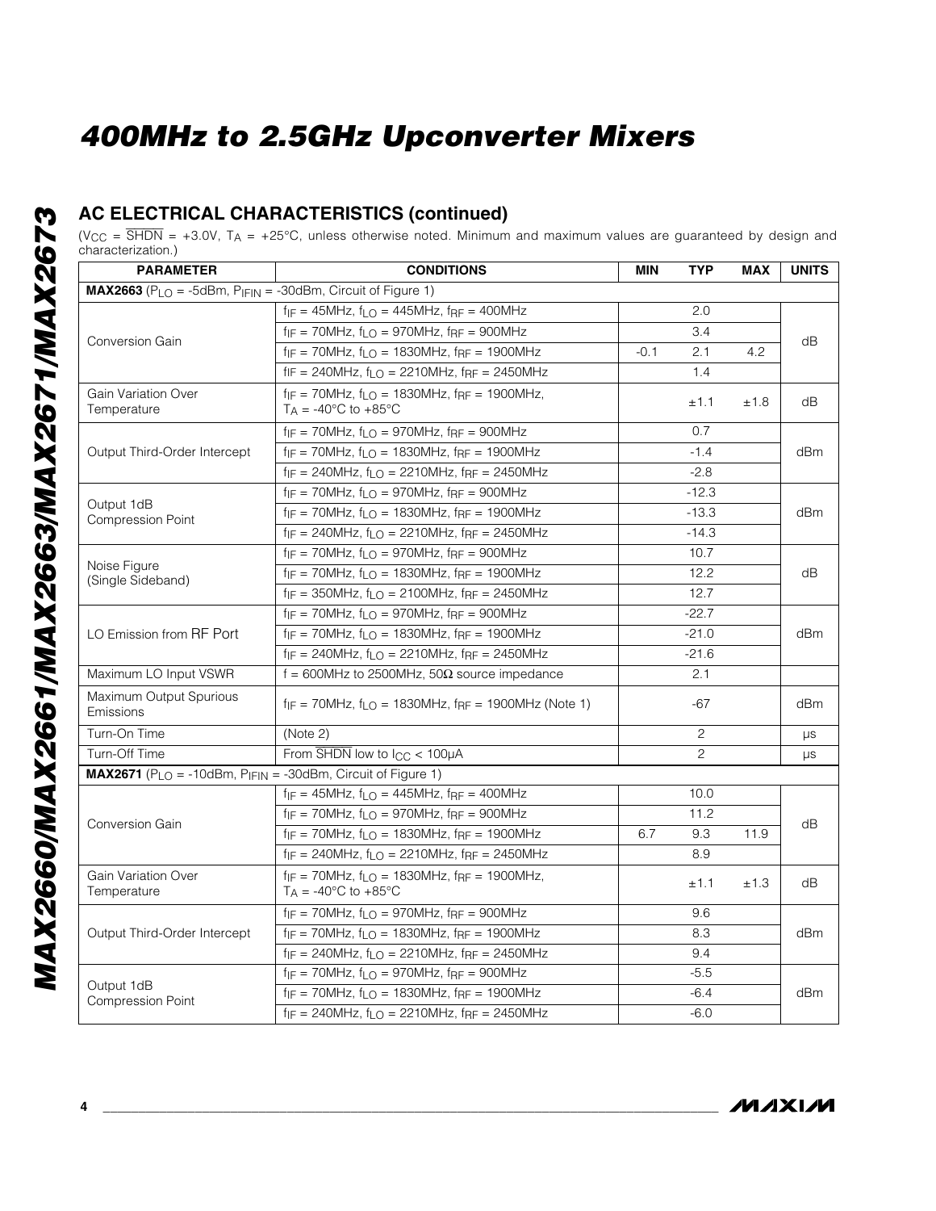## AC ELECTRICAL CHARACTERISTICS (continued)

($V_{CC}$ = $\overline{SHDN}$ = +3.0V, $T_A$ = +25°C, unless otherwise noted. Minimum and maximum values are guaranteed by design and characterization.)

| PARAMETER | CONDITIONS | MIN | TYP | MAX | UNITS |
|---|---|---|---|---|---|
| **MAX2663** ($P_{LO}$ = -5dBm, $P_{IFIN}$ = -30dBm, Circuit of Figure 1) | | | | | |
| Conversion Gain | $f_{IF}$ = 45MHz, $f_{LO}$ = 445MHz, $f_{RF}$ = 400MHz | | 2.0 | | dB |
| | $f_{IF}$ = 70MHz, $f_{LO}$ = 970MHz, $f_{RF}$ = 900MHz | | 3.4 | | |
| | $f_{IF}$ = 70MHz, $f_{LO}$ = 1830MHz, $f_{RF}$ = 1900MHz | -0.1 | 2.1 | 4.2 | |
| | $f_{IF}$ = 240MHz, $f_{LO}$ = 2210MHz, $f_{RF}$ = 2450MHz | | 1.4 | | |
| Gain Variation Over Temperature | $f_{IF}$ = 70MHz, $f_{LO}$ = 1830MHz, $f_{RF}$ = 1900MHz, $T_A$ = -40°C to +85°C | | ±1.1 | ±1.8 | dB |
| Output Third-Order Intercept | $f_{IF}$ = 70MHz, $f_{LO}$ = 970MHz, $f_{RF}$ = 900MHz | | 0.7 | | dBm |
| | $f_{IF}$ = 70MHz, $f_{LO}$ = 1830MHz, $f_{RF}$ = 1900MHz | | -1.4 | | |
| | $f_{IF}$ = 240MHz, $f_{LO}$ = 2210MHz, $f_{RF}$ = 2450MHz | | -2.8 | | |
| Output 1dB Compression Point | $f_{IF}$ = 70MHz, $f_{LO}$ = 970MHz, $f_{RF}$ = 900MHz | | -12.3 | | dBm |
| | $f_{IF}$ = 70MHz, $f_{LO}$ = 1830MHz, $f_{RF}$ = 1900MHz | | -13.3 | | |
| | $f_{IF}$ = 240MHz, $f_{LO}$ = 2210MHz, $f_{RF}$ = 2450MHz | | -14.3 | | |
| Noise Figure (Single Sideband) | $f_{IF}$ = 70MHz, $f_{LO}$ = 970MHz, $f_{RF}$ = 900MHz | | 10.7 | | dB |
| | $f_{IF}$ = 70MHz, $f_{LO}$ = 1830MHz, $f_{RF}$ = 1900MHz | | 12.2 | | |
| | $f_{IF}$ = 350MHz, $f_{LO}$ = 2100MHz, $f_{RF}$ = 2450MHz | | 12.7 | | |
| LO Emission from RF Port | $f_{IF}$ = 70MHz, $f_{LO}$ = 970MHz, $f_{RF}$ = 900MHz | | -22.7 | | dBm |
| | $f_{IF}$ = 70MHz, $f_{LO}$ = 1830MHz, $f_{RF}$ = 1900MHz | | -21.0 | | |
| | $f_{IF}$ = 240MHz, $f_{LO}$ = 2210MHz, $f_{RF}$ = 2450MHz | | -21.6 | | |
| Maximum LO Input VSWR | f = 600MHz to 2500MHz, 50Ω source impedance | | 2.1 | | |
| Maximum Output Spurious Emissions | $f_{IF}$ = 70MHz, $f_{LO}$ = 1830MHz, $f_{RF}$ = 1900MHz (Note 1) | | -67 | | dBm |
| Turn-On Time | (Note 2) | | 2 | | µs |
| Turn-Off Time | From $\overline{SHDN}$ low to $I_{CC}$ < 100µA | | 2 | | µs |
| **MAX2671** ($P_{LO}$ = -10dBm, $P_{IFIN}$ = -30dBm, Circuit of Figure 1) | | | | | |
| Conversion Gain | $f_{IF}$ = 45MHz, $f_{LO}$ = 445MHz, $f_{RF}$ = 400MHz | | 10.0 | | dB |
| | $f_{IF}$ = 70MHz, $f_{LO}$ = 970MHz, $f_{RF}$ = 900MHz | | 11.2 | | |
| | $f_{IF}$ = 70MHz, $f_{LO}$ = 1830MHz, $f_{RF}$ = 1900MHz | 6.7 | 9.3 | 11.9 | |
| | $f_{IF}$ = 240MHz, $f_{LO}$ = 2210MHz, $f_{RF}$ = 2450MHz | | 8.9 | | |
| Gain Variation Over Temperature | $f_{IF}$ = 70MHz, $f_{LO}$ = 1830MHz, $f_{RF}$ = 1900MHz, $T_A$ = -40°C to +85°C | | ±1.1 | ±1.3 | dB |
| Output Third-Order Intercept | $f_{IF}$ = 70MHz, $f_{LO}$ = 970MHz, $f_{RF}$ = 900MHz | | 9.6 | | dBm |
| | $f_{IF}$ = 70MHz, $f_{LO}$ = 1830MHz, $f_{RF}$ = 1900MHz | | 8.3 | | |
| | $f_{IF}$ = 240MHz, $f_{LO}$ = 2210MHz, $f_{RF}$ = 2450MHz | | 9.4 | | |
| Output 1dB Compression Point | $f_{IF}$ = 70MHz, $f_{LO}$ = 970MHz, $f_{RF}$ = 900MHz | | -5.5 | | dBm |
| | $f_{IF}$ = 70MHz, $f_{LO}$ = 1830MHz, $f_{RF}$ = 1900MHz | | -6.4 | | |
| | $f_{IF}$ = 240MHz, $f_{LO}$ = 2210MHz, $f_{RF}$ = 2450MHz | | -6.0 | | |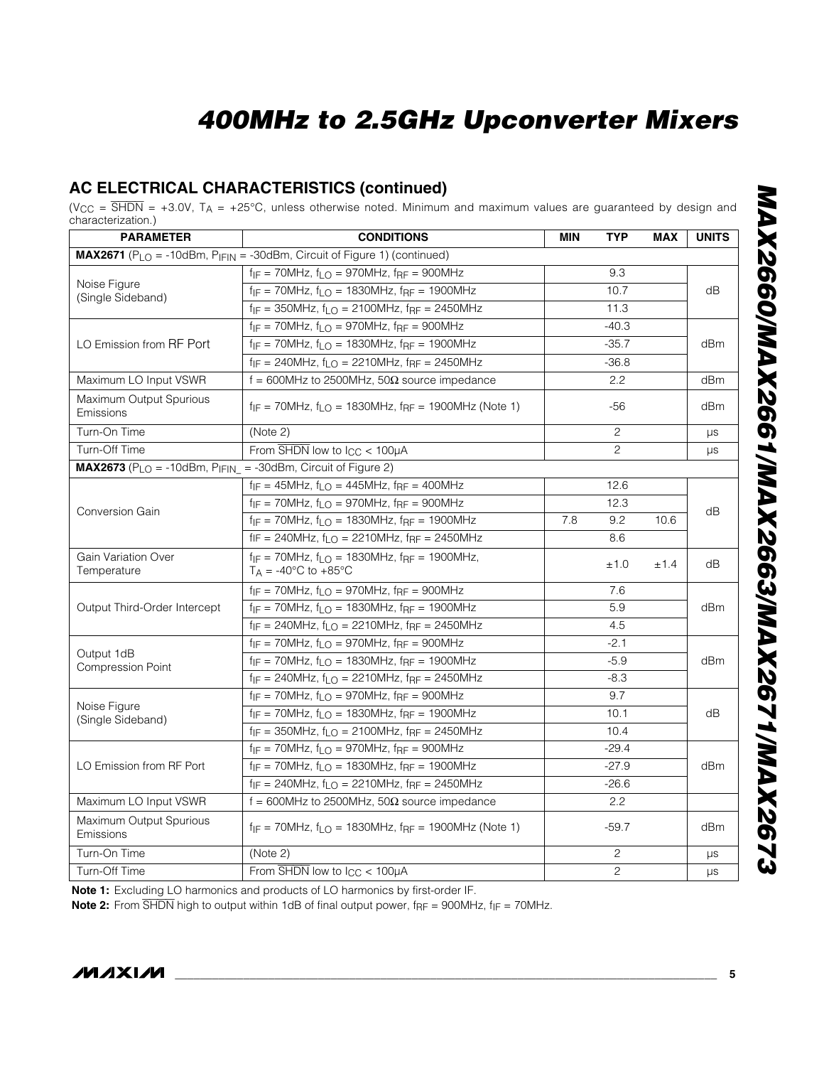## AC ELECTRICAL CHARACTERISTICS (continued)

($V_{CC}$ = $\overline{SHDN}$ = +3.0V, $T_A$ = +25°C, unless otherwise noted. Minimum and maximum values are guaranteed by design and characterization.)

| PARAMETER | CONDITIONS | MIN | TYP | MAX | UNITS |
|---|---|---|---|---|---|
| **MAX2671** ($P_{LO}$ = -10dBm, $P_{IFIN}$ = -30dBm, Circuit of Figure 1) (continued) | | | | | |
| Noise Figure (Single Sideband) | $f_{IF}$ = 70MHz, $f_{LO}$ = 970MHz, $f_{RF}$ = 900MHz | | 9.3 | | dB |
| | $f_{IF}$ = 70MHz, $f_{LO}$ = 1830MHz, $f_{RF}$ = 1900MHz | | 10.7 | | |
| | $f_{IF}$ = 350MHz, $f_{LO}$ = 2100MHz, $f_{RF}$ = 2450MHz | | 11.3 | | |
| LO Emission from RF Port | $f_{IF}$ = 70MHz, $f_{LO}$ = 970MHz, $f_{RF}$ = 900MHz | | -40.3 | | dBm |
| | $f_{IF}$ = 70MHz, $f_{LO}$ = 1830MHz, $f_{RF}$ = 1900MHz | | -35.7 | | |
| | $f_{IF}$ = 240MHz, $f_{LO}$ = 2210MHz, $f_{RF}$ = 2450MHz | | -36.8 | | |
| Maximum LO Input VSWR | f = 600MHz to 2500MHz, 50Ω source impedance | | 2.2 | | dBm |
| Maximum Output Spurious Emissions | $f_{IF}$ = 70MHz, $f_{LO}$ = 1830MHz, $f_{RF}$ = 1900MHz (Note 1) | | -56 | | dBm |
| Turn-On Time | (Note 2) | | 2 | | µs |
| Turn-Off Time | From $\overline{SHDN}$ low to $I_{CC}$ < 100µA | | 2 | | µs |
| **MAX2673** ($P_{LO}$ = -10dBm, $P_{IFIN\_}$ = -30dBm, Circuit of Figure 2) | | | | | |
| Conversion Gain | $f_{IF}$ = 45MHz, $f_{LO}$ = 445MHz, $f_{RF}$ = 400MHz | | 12.6 | | dB |
| | $f_{IF}$ = 70MHz, $f_{LO}$ = 970MHz, $f_{RF}$ = 900MHz | | 12.3 | | |
| | $f_{IF}$ = 70MHz, $f_{LO}$ = 1830MHz, $f_{RF}$ = 1900MHz | 7.8 | 9.2 | 10.6 | |
| | $f_{IF}$ = 240MHz, $f_{LO}$ = 2210MHz, $f_{RF}$ = 2450MHz | | 8.6 | | |
| Gain Variation Over Temperature | $f_{IF}$ = 70MHz, $f_{LO}$ = 1830MHz, $f_{RF}$ = 1900MHz, $T_A$ = -40°C to +85°C | | ±1.0 | ±1.4 | dB |
| Output Third-Order Intercept | $f_{IF}$ = 70MHz, $f_{LO}$ = 970MHz, $f_{RF}$ = 900MHz | | 7.6 | | dBm |
| | $f_{IF}$ = 70MHz, $f_{LO}$ = 1830MHz, $f_{RF}$ = 1900MHz | | 5.9 | | |
| | $f_{IF}$ = 240MHz, $f_{LO}$ = 2210MHz, $f_{RF}$ = 2450MHz | | 4.5 | | |
| Output 1dB Compression Point | $f_{IF}$ = 70MHz, $f_{LO}$ = 970MHz, $f_{RF}$ = 900MHz | | -2.1 | | dBm |
| | $f_{IF}$ = 70MHz, $f_{LO}$ = 1830MHz, $f_{RF}$ = 1900MHz | | -5.9 | | |
| | $f_{IF}$ = 240MHz, $f_{LO}$ = 2210MHz, $f_{RF}$ = 2450MHz | | -8.3 | | |
| Noise Figure (Single Sideband) | $f_{IF}$ = 70MHz, $f_{LO}$ = 970MHz, $f_{RF}$ = 900MHz | | 9.7 | | dB |
| | $f_{IF}$ = 70MHz, $f_{LO}$ = 1830MHz, $f_{RF}$ = 1900MHz | | 10.1 | | |
| | $f_{IF}$ = 350MHz, $f_{LO}$ = 2100MHz, $f_{RF}$ = 2450MHz | | 10.4 | | |
| LO Emission from RF Port | $f_{IF}$ = 70MHz, $f_{LO}$ = 970MHz, $f_{RF}$ = 900MHz | | -29.4 | | dBm |
| | $f_{IF}$ = 70MHz, $f_{LO}$ = 1830MHz, $f_{RF}$ = 1900MHz | | -27.9 | | |
| | $f_{IF}$ = 240MHz, $f_{LO}$ = 2210MHz, $f_{RF}$ = 2450MHz | | -26.6 | | |
| Maximum LO Input VSWR | f = 600MHz to 2500MHz, 50Ω source impedance | | 2.2 | | |
| Maximum Output Spurious Emissions | $f_{IF}$ = 70MHz, $f_{LO}$ = 1830MHz, $f_{RF}$ = 1900MHz (Note 1) | | -59.7 | | dBm |
| Turn-On Time | (Note 2) | | 2 | | µs |
| Turn-Off Time | From $\overline{SHDN}$ low to $I_{CC}$ < 100µA | | 2 | | µs |

**Note 1:** Excluding LO harmonics and products of LO harmonics by first-order IF.

**Note 2:** From $\overline{SHDN}$ high to output within 1dB of final output power, $f_{RF}$ = 900MHz, $f_{IF}$ = 70MHz.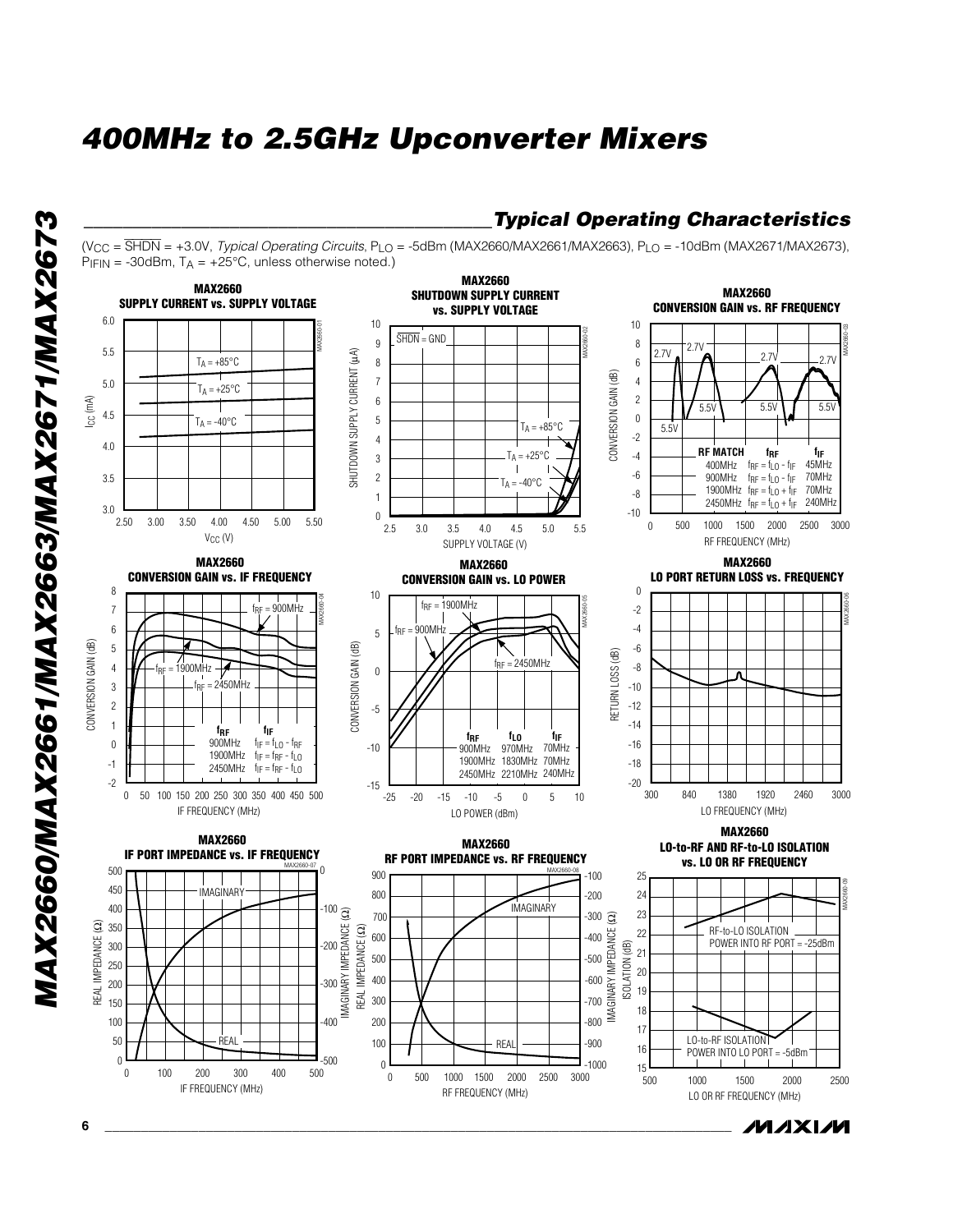## Typical Operating Characteristics

($V_{CC}$ = $\overline{SHDN}$ = +3.0V, *Typical Operating Circuits*, $P_{LO}$ = -5dBm (MAX2660/MAX2661/MAX2663), $P_{LO}$ = -10dBm (MAX2671/MAX2673), $P_{IFIN}$ = -30dBm, $T_A$ = +25°C, unless otherwise noted.)

**MAX2660 SUPPLY CURRENT vs. SUPPLY VOLTAGE**

**MAX2660 SHUTDOWN SUPPLY CURRENT vs. SUPPLY VOLTAGE**

**MAX2660 CONVERSION GAIN vs. RF FREQUENCY**

| RF MATCH | $f_{RF}$ | $f_{IF}$ |
|---|---|---|
| 400MHz | $f_{RF} = f_{LO} - f_{IF}$ | 45MHz |
| 900MHz | $f_{RF} = f_{LO} - f_{IF}$ | 70MHz |
| 1900MHz | $f_{RF} = f_{LO} + f_{IF}$ | 70MHz |
| 2450MHz | $f_{RF} = f_{LO} + f_{IF}$ | 240MHz |

**MAX2660 CONVERSION GAIN vs. IF FREQUENCY**

| $f_{RF}$ | $f_{IF}$ |
|---|---|
| 900MHz | $f_{IF} = f_{LO} - f_{RF}$ |
| 1900MHz | $f_{IF} = f_{RF} - f_{LO}$ |
| 2450MHz | $f_{IF} = f_{RF} - f_{LO}$ |

**MAX2660 CONVERSION GAIN vs. LO POWER**

| $f_{RF}$ | $f_{LO}$ | $f_{IF}$ |
|---|---|---|
| 900MHz | 970MHz | 70MHz |
| 1900MHz | 1830MHz | 70MHz |
| 2450MHz | 2210MHz | 240MHz |

**MAX2660 LO PORT RETURN LOSS vs. FREQUENCY**

**MAX2660 IF PORT IMPEDANCE vs. IF FREQUENCY**

**MAX2660 RF PORT IMPEDANCE vs. RF FREQUENCY**

**MAX2660 LO-to-RF AND RF-to-LO ISOLATION vs. LO OR RF FREQUENCY**

RF-to-LO ISOLATION: POWER INTO RF PORT = -25dBm

LO-to-RF ISOLATION: POWER INTO LO PORT = -5dBm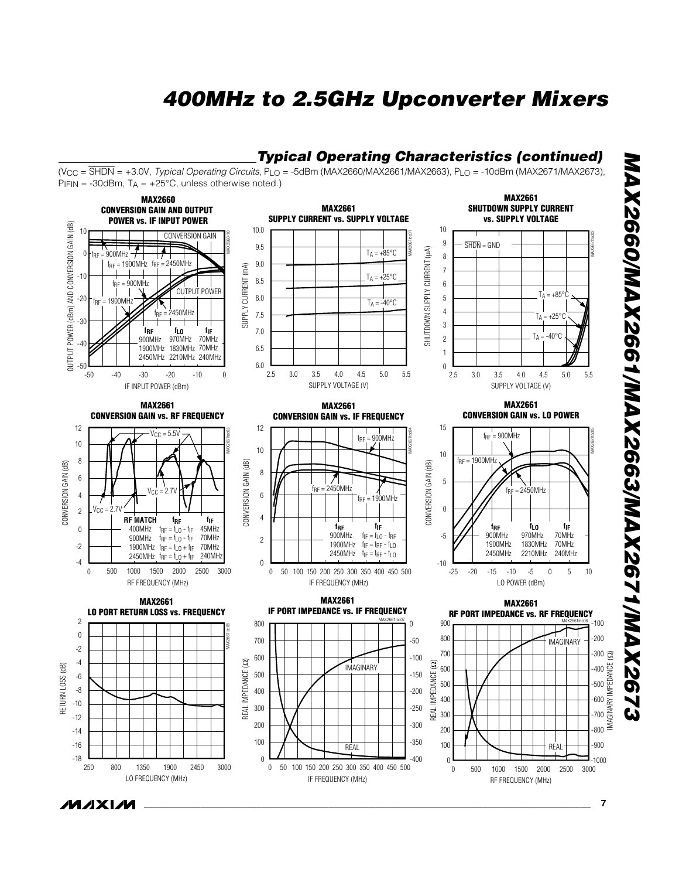## Typical Operating Characteristics (continued)

($V_{CC}$ = $\overline{SHDN}$ = +3.0V, *Typical Operating Circuits*, $P_{LO}$ = -5dBm (MAX2660/MAX2661/MAX2663), $P_{LO}$ = -10dBm (MAX2671/MAX2673), $P_{IFIN}$ = -30dBm, $T_A$ = +25°C, unless otherwise noted.)

**MAX2660 CONVERSION GAIN AND OUTPUT POWER vs. IF INPUT POWER**

| $f_{RF}$ | $f_{LO}$ | $f_{IF}$ |
|---|---|---|
| 900MHz | 970MHz | 70MHz |
| 1900MHz | 1830MHz | 70MHz |
| 2450MHz | 2210MHz | 240MHz |

**MAX2661 SUPPLY CURRENT vs. SUPPLY VOLTAGE**

**MAX2661 SHUTDOWN SUPPLY CURRENT vs. SUPPLY VOLTAGE** ($\overline{SHDN}$ = GND)

**MAX2661 CONVERSION GAIN vs. RF FREQUENCY**

| RF MATCH | $f_{RF}$ | $f_{IF}$ |
|---|---|---|
| 400MHz | $f_{RF} = f_{LO} - f_{IF}$ | 45MHz |
| 900MHz | $f_{RF} = f_{LO} - f_{IF}$ | 70MHz |
| 1900MHz | $f_{RF} = f_{LO} + f_{IF}$ | 70MHz |
| 2450MHz | $f_{RF} = f_{LO} + f_{IF}$ | 240MHz |

**MAX2661 CONVERSION GAIN vs. IF FREQUENCY**

| $f_{RF}$ | $f_{IF}$ |
|---|---|
| 900MHz | $f_{IF} = f_{LO} - f_{RF}$ |
| 1900MHz | $f_{IF} = f_{RF} - f_{LO}$ |
| 2450MHz | $f_{IF} = f_{RF} - f_{LO}$ |

**MAX2661 CONVERSION GAIN vs. LO POWER**

| $f_{RF}$ | $f_{LO}$ | $f_{IF}$ |
|---|---|---|
| 900MHz | 970MHz | 70MHz |
| 1900MHz | 1830MHz | 70MHz |
| 2450MHz | 2210MHz | 240MHz |

**MAX2661 LO PORT RETURN LOSS vs. FREQUENCY**

**MAX2661 IF PORT IMPEDANCE vs. IF FREQUENCY**

**MAX2661 RF PORT IMPEDANCE vs. RF FREQUENCY**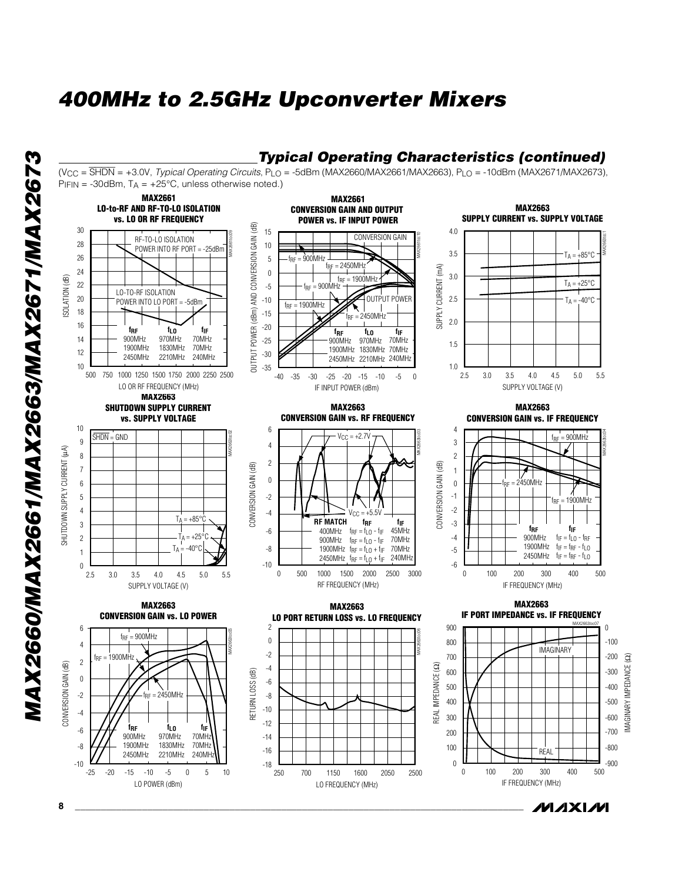## Typical Operating Characteristics (continued)

($V_{CC}$ = $\overline{SHDN}$ = +3.0V, *Typical Operating Circuits*, $P_{LO}$ = -5dBm (MAX2660/MAX2661/MAX2663), $P_{LO}$ = -10dBm (MAX2671/MAX2673), $P_{IFIN}$ = -30dBm, $T_A$ = +25°C, unless otherwise noted.)

**MAX2661 LO-to-RF AND RF-TO-LO ISOLATION vs. LO OR RF FREQUENCY**

**MAX2661 CONVERSION GAIN AND OUTPUT POWER vs. IF INPUT POWER**

**MAX2663 SUPPLY CURRENT vs. SUPPLY VOLTAGE**

**MAX2663 SHUTDOWN SUPPLY CURRENT vs. SUPPLY VOLTAGE**

**MAX2663 CONVERSION GAIN vs. RF FREQUENCY**

**MAX2663 CONVERSION GAIN vs. IF FREQUENCY**

**MAX2663 CONVERSION GAIN vs. LO POWER**

**MAX2663 LO PORT RETURN LOSS vs. LO FREQUENCY**

**MAX2663 IF PORT IMPEDANCE vs. IF FREQUENCY**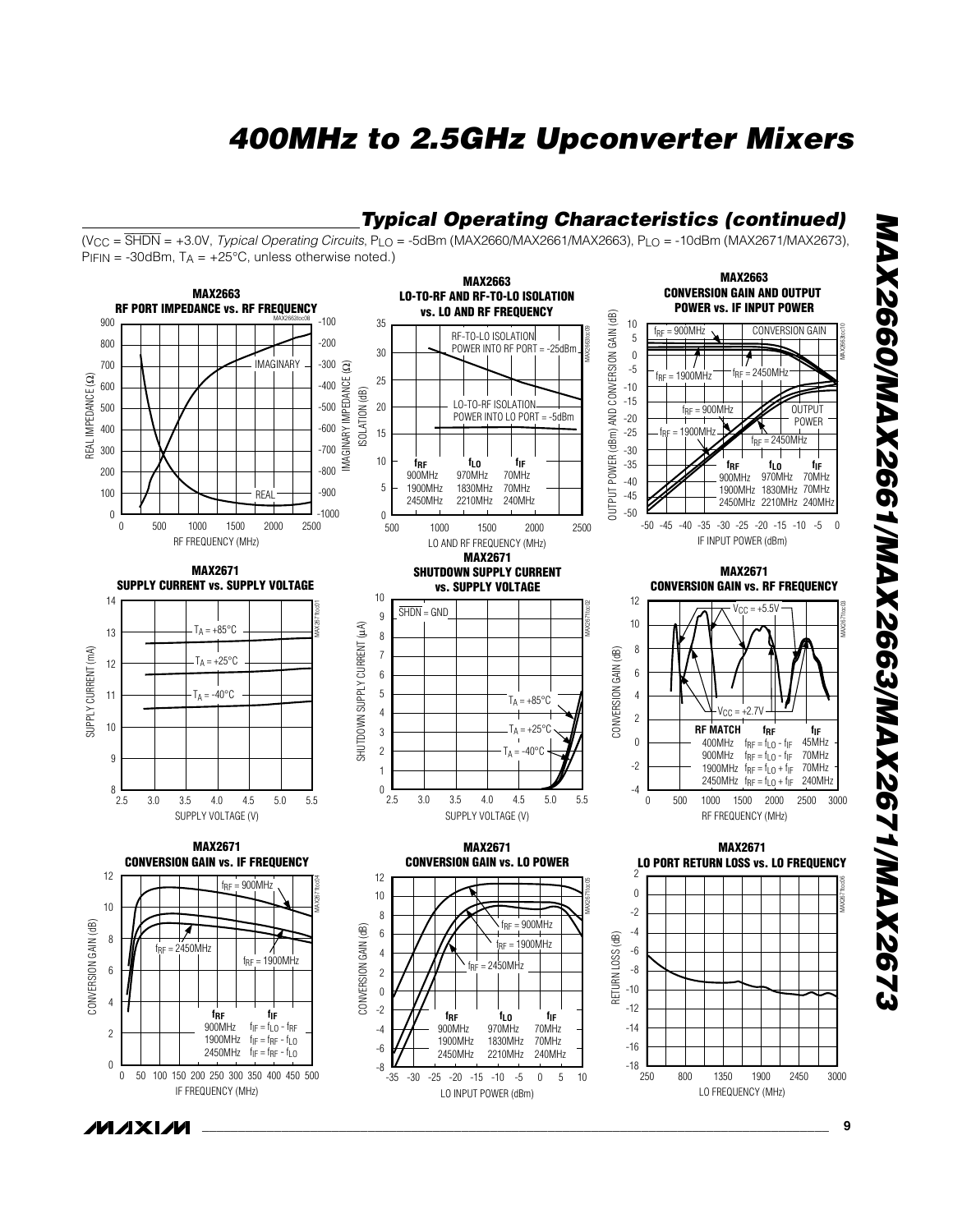## Typical Operating Characteristics (continued)

($V_{CC}$ = $\overline{SHDN}$ = +3.0V, *Typical Operating Circuits*, $P_{LO}$ = -5dBm (MAX2660/MAX2661/MAX2663), $P_{LO}$ = -10dBm (MAX2671/MAX2673), $P_{IFIN}$ = -30dBm, $T_A$ = +25°C, unless otherwise noted.)

**MAX2663 RF PORT IMPEDANCE vs. RF FREQUENCY**

**MAX2663 LO-TO-RF AND RF-TO-LO ISOLATION vs. LO AND RF FREQUENCY**

**MAX2663 CONVERSION GAIN AND OUTPUT POWER vs. IF INPUT POWER**

**MAX2671 SUPPLY CURRENT vs. SUPPLY VOLTAGE**

**MAX2671 SHUTDOWN SUPPLY CURRENT vs. SUPPLY VOLTAGE**

**MAX2671 CONVERSION GAIN vs. RF FREQUENCY**

**MAX2671 CONVERSION GAIN vs. IF FREQUENCY**

**MAX2671 CONVERSION GAIN vs. LO POWER**

**MAX2671 LO PORT RETURN LOSS vs. LO FREQUENCY**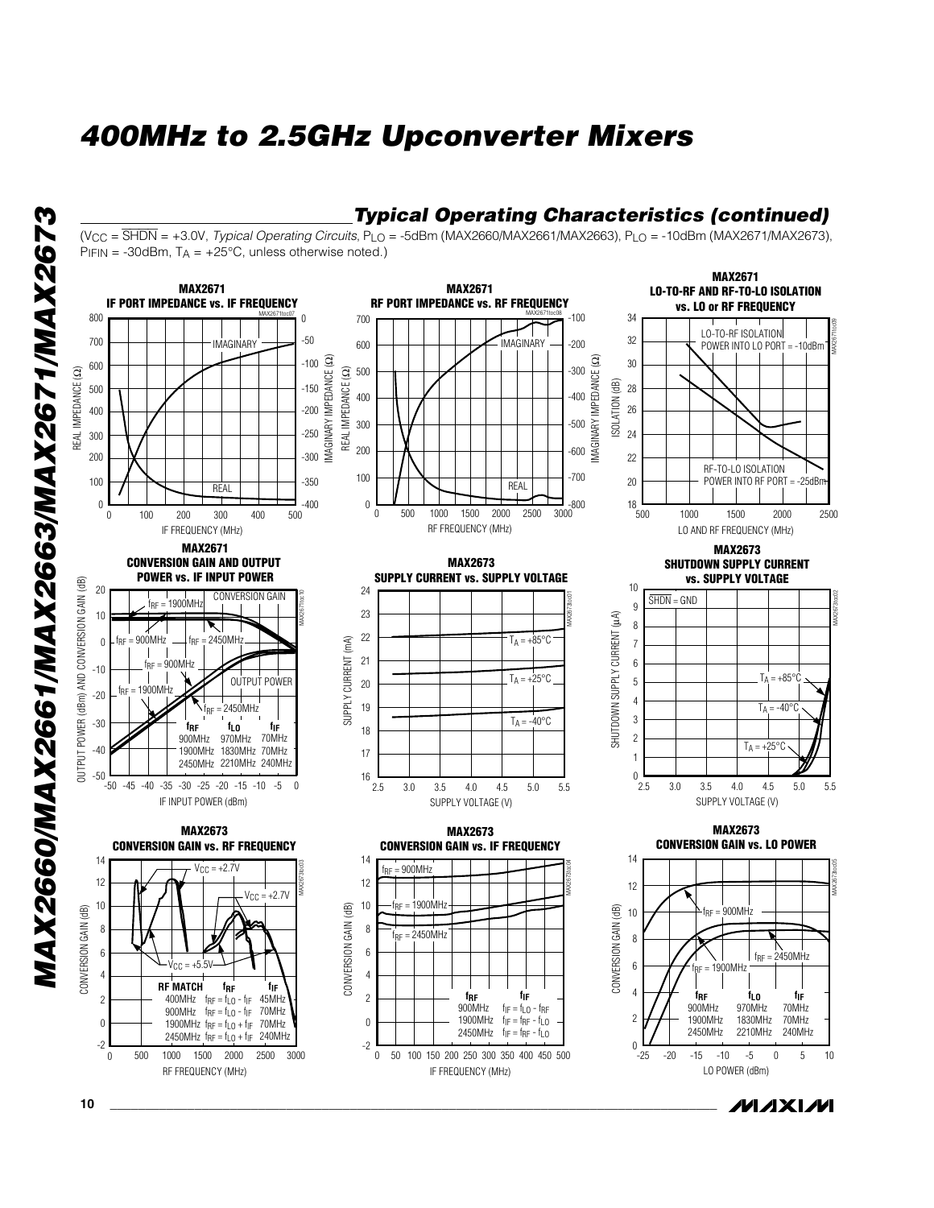## Typical Operating Characteristics (continued)

($V_{CC}$ = $\overline{SHDN}$ = +3.0V, *Typical Operating Circuits*, $P_{LO}$ = -5dBm (MAX2660/MAX2661/MAX2663), $P_{LO}$ = -10dBm (MAX2671/MAX2673), $P_{IFIN}$ = -30dBm, $T_A$ = +25°C, unless otherwise noted.)

**MAX2671 IF PORT IMPEDANCE vs. IF FREQUENCY**

**MAX2671 RF PORT IMPEDANCE vs. RF FREQUENCY**

**MAX2671 LO-TO-RF AND RF-TO-LO ISOLATION vs. LO or RF FREQUENCY**

**MAX2671 CONVERSION GAIN AND OUTPUT POWER vs. IF INPUT POWER**

**MAX2673 SUPPLY CURRENT vs. SUPPLY VOLTAGE**

**MAX2673 SHUTDOWN SUPPLY CURRENT vs. SUPPLY VOLTAGE**

**MAX2673 CONVERSION GAIN vs. RF FREQUENCY**

**MAX2673 CONVERSION GAIN vs. IF FREQUENCY**

**MAX2673 CONVERSION GAIN vs. LO POWER**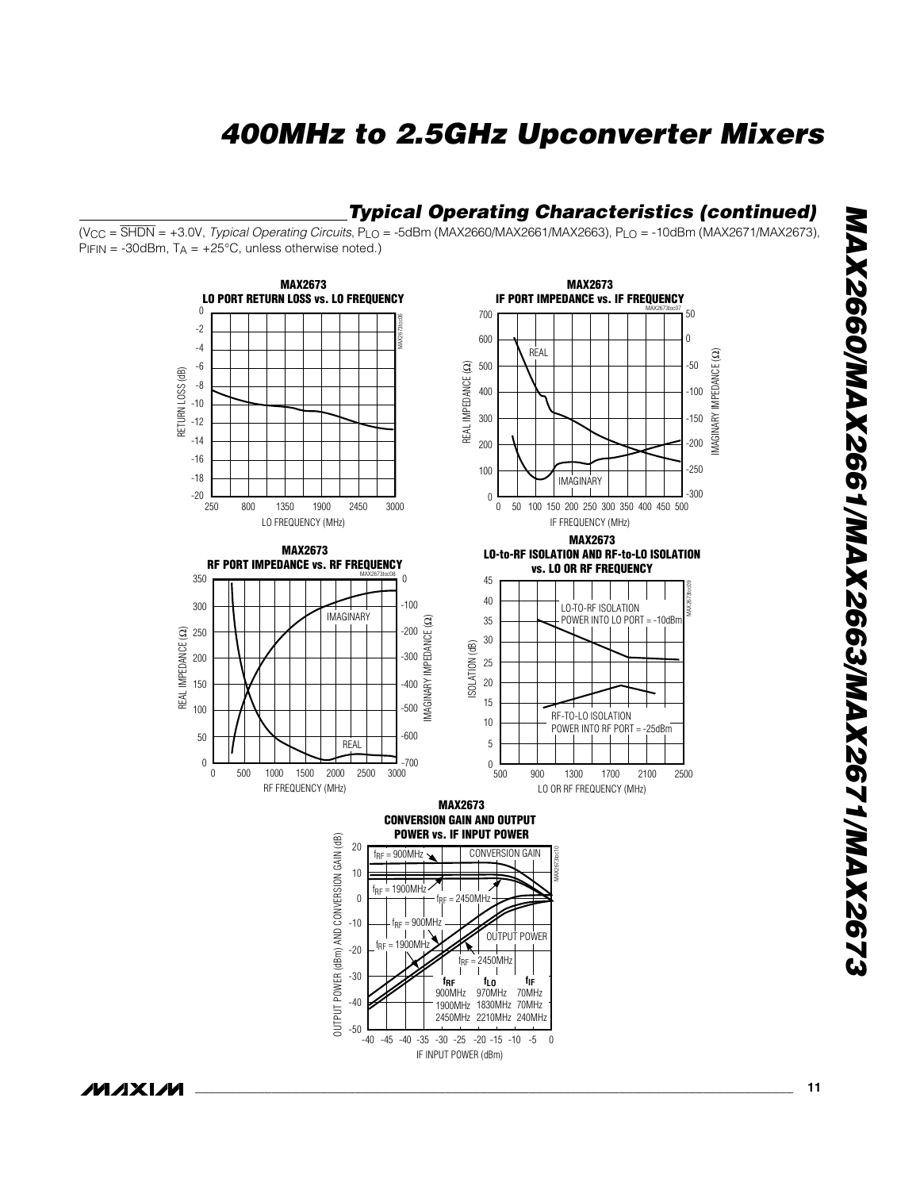## Typical Operating Characteristics (continued)

($V_{CC}$ = $\overline{SHDN}$ = +3.0V, *Typical Operating Circuits*, $P_{LO}$ = -5dBm (MAX2660/MAX2661/MAX2663), $P_{LO}$ = -10dBm (MAX2671/MAX2673), $P_{IFIN}$ = -30dBm, $T_A$ = +25°C, unless otherwise noted.)

**MAX2673 LO PORT RETURN LOSS vs. LO FREQUENCY**

**MAX2673 IF PORT IMPEDANCE vs. IF FREQUENCY**

**MAX2673 RF PORT IMPEDANCE vs. RF FREQUENCY**

**MAX2673 LO-to-RF ISOLATION AND RF-to-LO ISOLATION vs. LO OR RF FREQUENCY**

**MAX2673 CONVERSION GAIN AND OUTPUT POWER vs. IF INPUT POWER**

| $f_{RF}$ | $f_{LO}$ | $f_{IF}$ |
|---|---|---|
| 900MHz | 970MHz | 70MHz |
| 1900MHz | 1830MHz | 70MHz |
| 2450MHz | 2210MHz | 240MHz |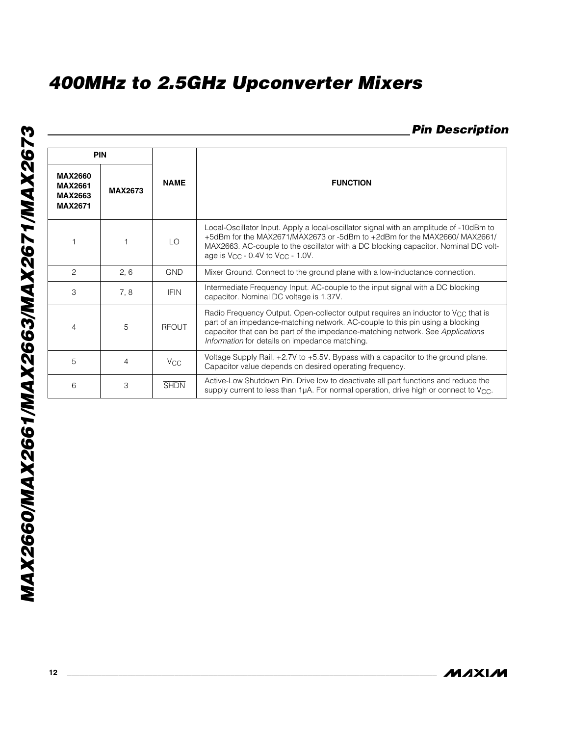## Pin Description

| PIN | | NAME | FUNCTION |
|---|---|---|---|
| MAX2660 MAX2661 MAX2663 MAX2671 | MAX2673 | | |
| 1 | 1 | LO | Local-Oscillator Input. Apply a local-oscillator signal with an amplitude of -10dBm to +5dBm for the MAX2671/MAX2673 or -5dBm to +2dBm for the MAX2660/ MAX2661/ MAX2663. AC-couple to the oscillator with a DC blocking capacitor. Nominal DC voltage is $V_{CC}$ - 0.4V to $V_{CC}$ - 1.0V. |
| 2 | 2, 6 | GND | Mixer Ground. Connect to the ground plane with a low-inductance connection. |
| 3 | 7, 8 | IFIN | Intermediate Frequency Input. AC-couple to the input signal with a DC blocking capacitor. Nominal DC voltage is 1.37V. |
| 4 | 5 | RFOUT | Radio Frequency Output. Open-collector output requires an inductor to $V_{CC}$ that is part of an impedance-matching network. AC-couple to this pin using a blocking capacitor that can be part of the impedance-matching network. See *Applications Information* for details on impedance matching. |
| 5 | 4 | $V_{CC}$ | Voltage Supply Rail, +2.7V to +5.5V. Bypass with a capacitor to the ground plane. Capacitor value depends on desired operating frequency. |
| 6 | 3 | $\overline{SHDN}$ | Active-Low Shutdown Pin. Drive low to deactivate all part functions and reduce the supply current to less than 1µA. For normal operation, drive high or connect to $V_{CC}$. |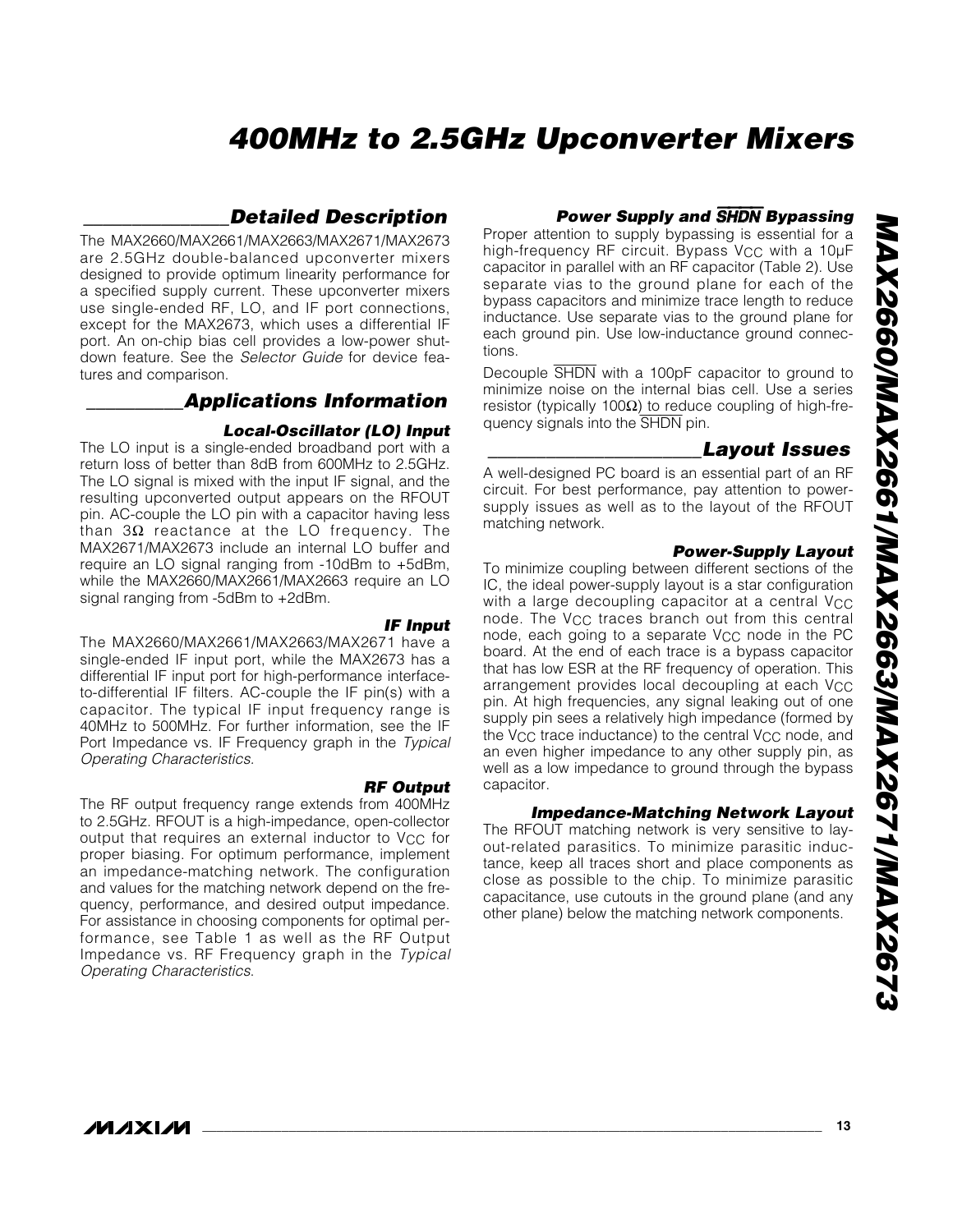## Detailed Description

The MAX2660/MAX2661/MAX2663/MAX2671/MAX2673 are 2.5GHz double-balanced upconverter mixers designed to provide optimum linearity performance for a specified supply current. These upconverter mixers use single-ended RF, LO, and IF port connections, except for the MAX2673, which uses a differential IF port. An on-chip bias cell provides a low-power shutdown feature. See the *Selector Guide* for device features and comparison.

## Applications Information

### Local-Oscillator (LO) Input

The LO input is a single-ended broadband port with a return loss of better than 8dB from 600MHz to 2.5GHz. The LO signal is mixed with the input IF signal, and the resulting upconverted output appears on the RFOUT pin. AC-couple the LO pin with a capacitor having less than 3Ω reactance at the LO frequency. The MAX2671/MAX2673 include an internal LO buffer and require an LO signal ranging from -10dBm to +5dBm, while the MAX2660/MAX2661/MAX2663 require an LO signal ranging from -5dBm to +2dBm.

### IF Input

The MAX2660/MAX2661/MAX2663/MAX2671 have a single-ended IF input port, while the MAX2673 has a differential IF input port for high-performance interface-to-differential IF filters. AC-couple the IF pin(s) with a capacitor. The typical IF input frequency range is 40MHz to 500MHz. For further information, see the IF Port Impedance vs. IF Frequency graph in the *Typical Operating Characteristics*.

### RF Output

The RF output frequency range extends from 400MHz to 2.5GHz. RFOUT is a high-impedance, open-collector output that requires an external inductor to $V_{CC}$ for proper biasing. For optimum performance, implement an impedance-matching network. The configuration and values for the matching network depend on the frequency, performance, and desired output impedance. For assistance in choosing components for optimal performance, see Table 1 as well as the RF Output Impedance vs. RF Frequency graph in the *Typical Operating Characteristics*.

### Power Supply and $\overline{SHDN}$ Bypassing

Proper attention to supply bypassing is essential for a high-frequency RF circuit. Bypass $V_{CC}$ with a 10µF capacitor in parallel with an RF capacitor (Table 2). Use separate vias to the ground plane for each of the bypass capacitors and minimize trace length to reduce inductance. Use separate vias to the ground plane for each ground pin. Use low-inductance ground connections.

Decouple $\overline{SHDN}$ with a 100pF capacitor to ground to minimize noise on the internal bias cell. Use a series resistor (typically 100Ω) to reduce coupling of high-frequency signals into the $\overline{SHDN}$ pin.

## Layout Issues

A well-designed PC board is an essential part of an RF circuit. For best performance, pay attention to power-supply issues as well as to the layout of the RFOUT matching network.

### Power-Supply Layout

To minimize coupling between different sections of the IC, the ideal power-supply layout is a star configuration with a large decoupling capacitor at a central $V_{CC}$ node. The $V_{CC}$ traces branch out from this central node, each going to a separate $V_{CC}$ node in the PC board. At the end of each trace is a bypass capacitor that has low ESR at the RF frequency of operation. This arrangement provides local decoupling at each $V_{CC}$ pin. At high frequencies, any signal leaking out of one supply pin sees a relatively high impedance (formed by the $V_{CC}$ trace inductance) to the central $V_{CC}$ node, and an even higher impedance to any other supply pin, as well as a low impedance to ground through the bypass capacitor.

### Impedance-Matching Network Layout

The RFOUT matching network is very sensitive to layout-related parasitics. To minimize parasitic inductance, keep all traces short and place components as close as possible to the chip. To minimize parasitic capacitance, use cutouts in the ground plane (and any other plane) below the matching network components.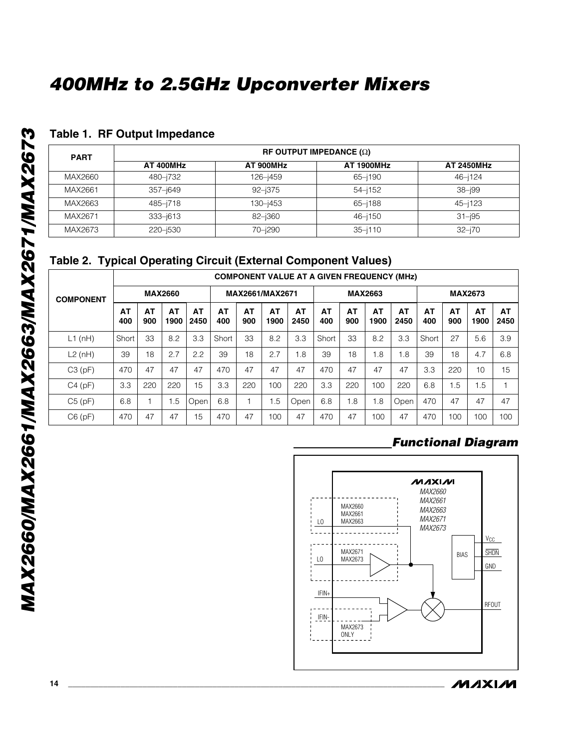## Table 1. RF Output Impedance

| PART | RF OUTPUT IMPEDANCE (Ω) | | | |
|---|---|---|---|---|
| | AT 400MHz | AT 900MHz | AT 1900MHz | AT 2450MHz |
| MAX2660 | 480–j732 | 126–j459 | 65–j190 | 46–j124 |
| MAX2661 | 357–j649 | 92–j375 | 54–j152 | 38–j99 |
| MAX2663 | 485–j718 | 130–j453 | 65–j188 | 45–j123 |
| MAX2671 | 333–j613 | 82–j360 | 46–j150 | 31–j95 |
| MAX2673 | 220–j530 | 70–j290 | 35–j110 | 32–j70 |

## Table 2. Typical Operating Circuit (External Component Values)

| COMPONENT | COMPONENT VALUE AT A GIVEN FREQUENCY (MHz) | | | | | | | | | | | | | | | |
|---|---|---|---|---|---|---|---|---|---|---|---|---|---|---|---|---|
| | MAX2660 | | | | MAX2661/MAX2671 | | | | MAX2663 | | | | MAX2673 | | | |
| | AT 400 | AT 900 | AT 1900 | AT 2450 | AT 400 | AT 900 | AT 1900 | AT 2450 | AT 400 | AT 900 | AT 1900 | AT 2450 | AT 400 | AT 900 | AT 1900 | AT 2450 |
| L1 (nH) | Short | 33 | 8.2 | 3.3 | Short | 33 | 8.2 | 3.3 | Short | 33 | 8.2 | 3.3 | Short | 27 | 5.6 | 3.9 |
| L2 (nH) | 39 | 18 | 2.7 | 2.2 | 39 | 18 | 2.7 | 1.8 | 39 | 18 | 1.8 | 1.8 | 39 | 18 | 4.7 | 6.8 |
| C3 (pF) | 470 | 47 | 47 | 47 | 470 | 47 | 47 | 47 | 470 | 47 | 47 | 47 | 3.3 | 220 | 10 | 15 |
| C4 (pF) | 3.3 | 220 | 220 | 15 | 3.3 | 220 | 100 | 220 | 3.3 | 220 | 100 | 220 | 6.8 | 1.5 | 1.5 | 1 |
| C5 (pF) | 6.8 | 1 | 1.5 | Open | 6.8 | 1 | 1.5 | Open | 6.8 | 1.8 | 1.8 | Open | 470 | 47 | 47 | 47 |
| C6 (pF) | 470 | 47 | 47 | 15 | 470 | 47 | 100 | 47 | 470 | 47 | 100 | 47 | 470 | 100 | 100 | 100 |

## *Functional Diagram*

MAXIM
MAX2660
MAX2661
MAX2663
MAX2671
MAX2673

LO — MAX2660 MAX2661 MAX2663

LO — MAX2671 MAX2673

IFIN+

IFIN- — MAX2673 ONLY

BIAS — $V_{CC}$, SHDN, GND

RFOUT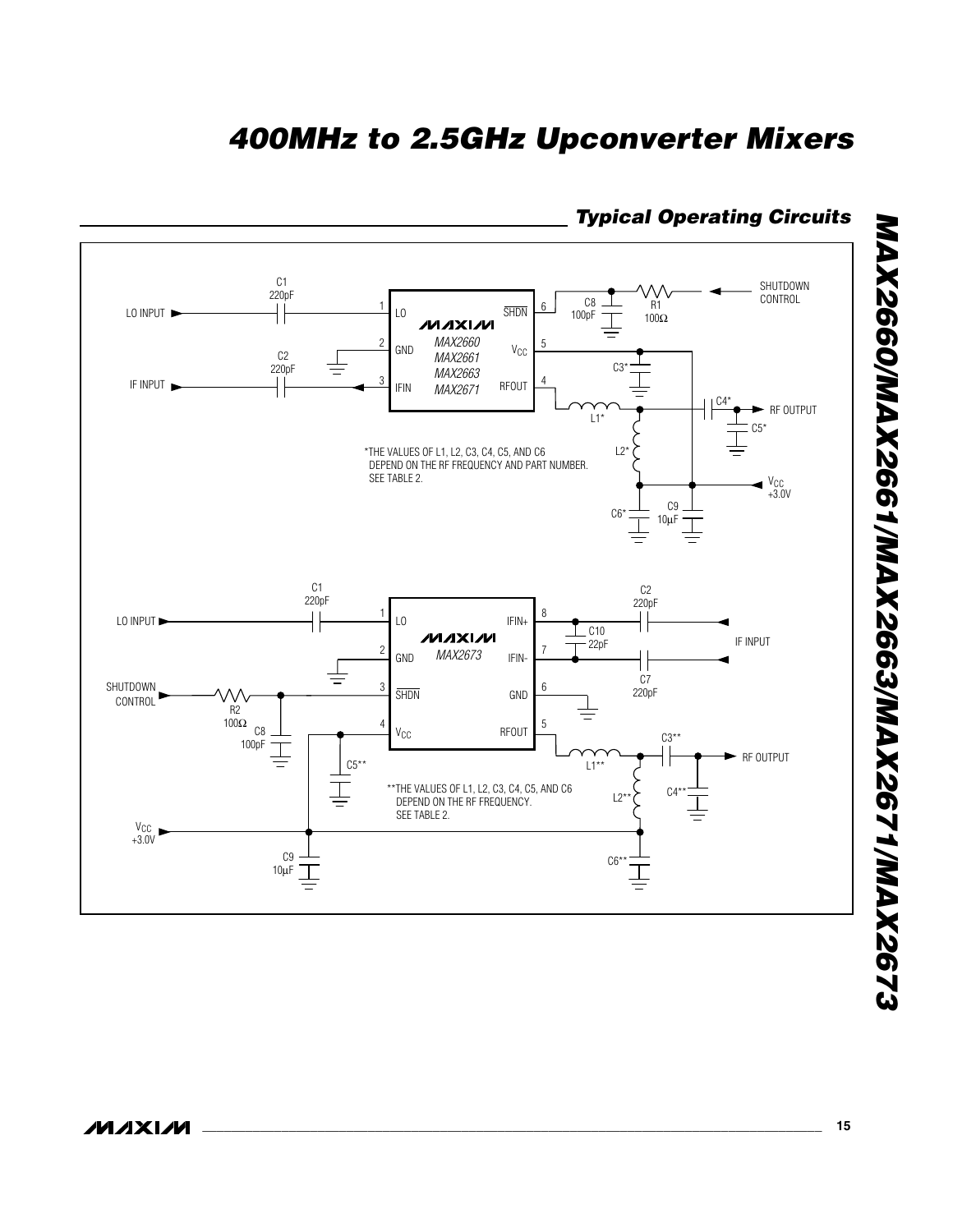## Typical Operating Circuits

LO INPUT

C1
220pF

1 LO

2 GND

3 IFIN

IF INPUT

C2
220pF

MAX2660
MAX2661
MAX2663
MAX2671

6 SHDN

5 $V_{CC}$

4 RFOUT

C8
100pF

R1
100Ω

SHUTDOWN CONTROL

C3*

L1*

C4*

RF OUTPUT

C5*

L2*

C6*

C9
10µF

$V_{CC}$
+3.0V

*THE VALUES OF L1, L2, C3, C4, C5, AND C6 DEPEND ON THE RF FREQUENCY AND PART NUMBER. SEE TABLE 2.

LO INPUT

C1
220pF

1 LO

2 GND

3 SHDN

4 $V_{CC}$

MAX2673

8 IFIN+

7 IFIN-

6 GND

5 RFOUT

C10
22pF

C2
220pF

C7
220pF

IF INPUT

SHUTDOWN CONTROL

R2
100Ω

C8
100pF

C5**

L1**

C3**

RF OUTPUT

C4**

L2**

C6**

$V_{CC}$
+3.0V

C9
10µF

**THE VALUES OF L1, L2, C3, C4, C5, AND C6 DEPEND ON THE RF FREQUENCY. SEE TABLE 2.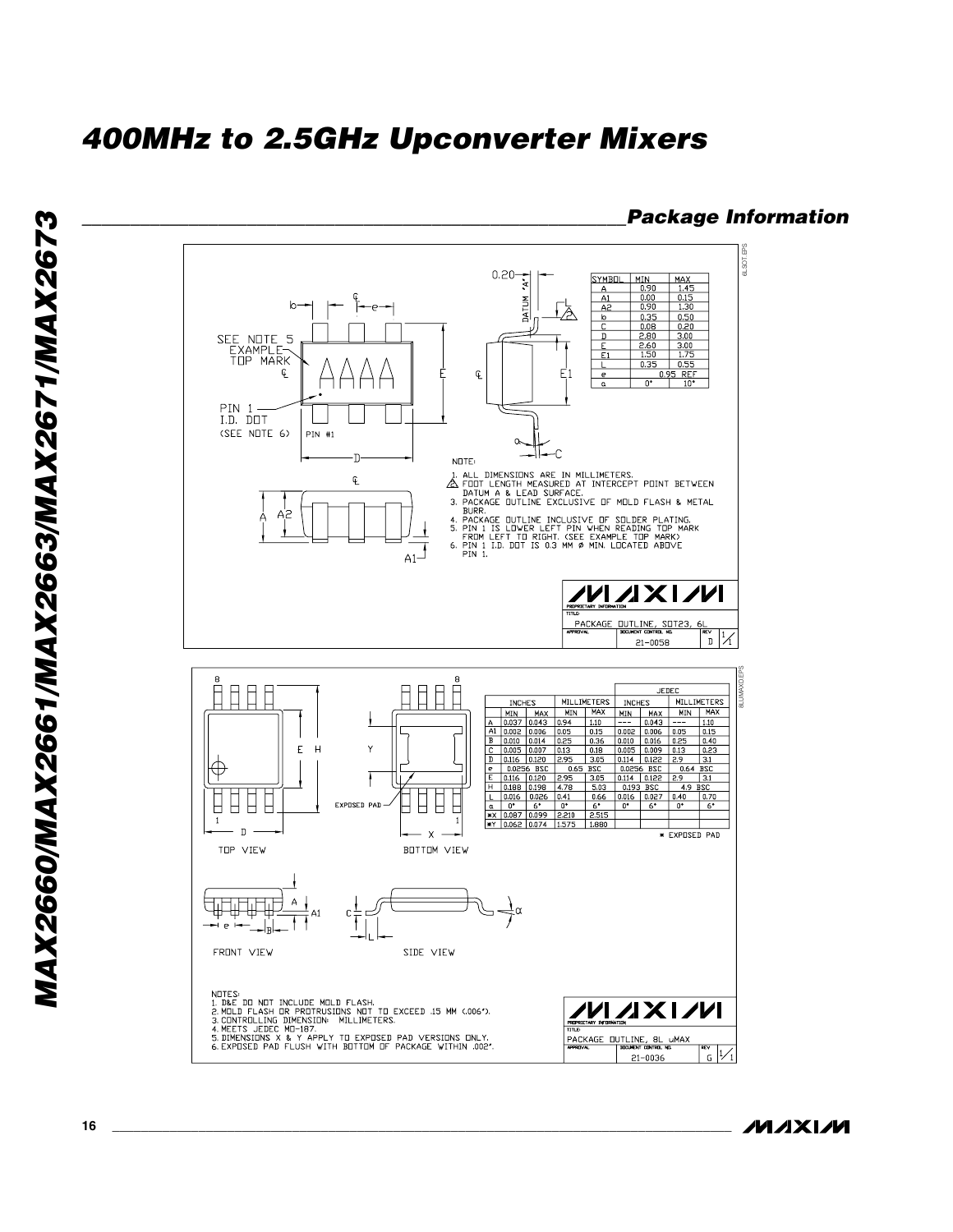## Package Information

| SYMBOL | MIN | MAX |
|---|---|---|
| A | 0.90 | 1.45 |
| A1 | 0.00 | 0.15 |
| A2 | 0.90 | 1.30 |
| b | 0.35 | 0.50 |
| C | 0.08 | 0.20 |
| D | 2.80 | 3.00 |
| E | 2.60 | 3.00 |
| E1 | 1.50 | 1.75 |
| L | 0.35 | 0.55 |
| e | 0.95 REF | |
| α | 0° | 10° |

SEE NOTE 5
EXAMPLE TOP MARK
PIN 1 I.D. DOT (SEE NOTE 6)
PIN #1
0.20
DATUM "A"

NOTE:
1. ALL DIMENSIONS ARE IN MILLIMETERS.
2. FOOT LENGTH MEASURED AT INTERCEPT POINT BETWEEN DATUM A & LEAD SURFACE.
3. PACKAGE OUTLINE EXCLUSIVE OF MOLD FLASH & METAL BURR.
4. PACKAGE OUTLINE INCLUSIVE OF SOLDER PLATING.
5. PIN 1 IS LOWER LEFT PIN WHEN READING TOP MARK FROM LEFT TO RIGHT. (SEE EXAMPLE TOP MARK)
6. PIN 1 I.D. DOT IS 0.3 MM Ø MIN. LOCATED ABOVE PIN 1.

MAXIM
PROPRIETARY INFORMATION
TITLE: PACKAGE OUTLINE, SOT23, 6L
APPROVAL | DOCUMENT CONTROL NO. 21-0058 | REV D | 1/1

| | INCHES | | MILLIMETERS | | JEDEC INCHES | | JEDEC MILLIMETERS | |
|---|---|---|---|---|---|---|---|---|
| | MIN | MAX | MIN | MAX | MIN | MAX | MIN | MAX |
| A | 0.037 | 0.043 | 0.94 | 1.10 | --- | 0.043 | --- | 1.10 |
| A1 | 0.002 | 0.006 | 0.05 | 0.15 | 0.002 | 0.006 | 0.05 | 0.15 |
| B | 0.010 | 0.014 | 0.25 | 0.36 | 0.010 | 0.016 | 0.25 | 0.40 |
| C | 0.005 | 0.007 | 0.13 | 0.18 | 0.005 | 0.009 | 0.13 | 0.23 |
| D | 0.116 | 0.120 | 2.95 | 3.05 | 0.114 | 0.122 | 2.9 | 3.1 |
| e | 0.0256 BSC | | 0.65 BSC | | 0.0256 BSC | | 0.64 BSC | |
| E | 0.116 | 0.120 | 2.95 | 3.05 | 0.114 | 0.122 | 2.9 | 3.1 |
| H | 0.188 | 0.198 | 4.78 | 5.03 | 0.193 BSC | | 4.9 BSC | |
| L | 0.016 | 0.026 | 0.41 | 0.66 | 0.016 | 0.027 | 0.40 | 0.70 |
| α | 0° | 6° | 0° | 6° | 0° | 6° | 0° | 6° |
| *X | 0.087 | 0.099 | 2.210 | 2.515 | | | | |
| *Y | 0.062 | 0.074 | 1.575 | 1.880 | | | | |

* EXPOSED PAD

TOP VIEW
BOTTOM VIEW
EXPOSED PAD
FRONT VIEW
SIDE VIEW

NOTES:
1. D&E DO NOT INCLUDE MOLD FLASH.
2. MOLD FLASH OR PROTRUSIONS NOT TO EXCEED .15 MM (.006").
3. CONTROLLING DIMENSION: MILLIMETERS.
4. MEETS JEDEC MO-187.
5. DIMENSIONS X & Y APPLY TO EXPOSED PAD VERSIONS ONLY.
6. EXPOSED PAD FLUSH WITH BOTTOM OF PACKAGE WITHIN .002".

MAXIM
PROPRIETARY INFORMATION
TITLE: PACKAGE OUTLINE, 8L uMAX
APPROVAL | DOCUMENT CONTROL NO. 21-0036 | REV G | 1/1